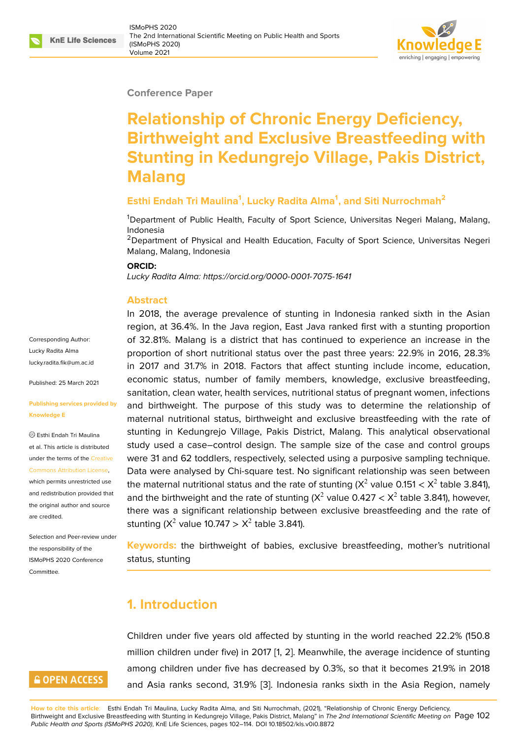Conference Paper

# Relationship of Chronic Energy Deficiency, Birthweight and Exclusive Breastfeeding with Stunting in Kedungrejo Village, Pakis District, Malang

**Esthi Endah Tri Maulina[1], Lucky Radita Alma[1], and Siti Nurrochmah[2]**

[1]Department of Public Health, Faculty of Sport Science, Universitas Negeri Malang, Malang, Indonesia
[2]Department of Physical and Health Education, Faculty of Sport Science, Universitas Negeri Malang, Malang, Indonesia

**ORCID:**
*Lucky Radita Alma: https://orcid.org/0000-0001-7075-1641*

Corresponding Author:
Lucky Radita Alma
lucky.radita.fik@um.ac.id

Published: 25 March 2021

**Publishing services provided by Knowledge E**

© Esthi Endah Tri Maulina et al. This article is distributed under the terms of the Creative Commons Attribution License, which permits unrestricted use and redistribution provided that the original author and source are credited.

Selection and Peer-review under the responsibility of the ISMoPHS 2020 Conference Committee.

## Abstract

In 2018, the average prevalence of stunting in Indonesia ranked sixth in the Asian region, at 36.4%. In the Java region, East Java ranked first with a stunting proportion of 32.81%. Malang is a district that has continued to experience an increase in the proportion of short nutritional status over the past three years: 22.9% in 2016, 28.3% in 2017 and 31.7% in 2018. Factors that affect stunting include income, education, economic status, number of family members, knowledge, exclusive breastfeeding, sanitation, clean water, health services, nutritional status of pregnant women, infections and birthweight. The purpose of this study was to determine the relationship of maternal nutritional status, birthweight and exclusive breastfeeding with the rate of stunting in Kedungrejo Village, Pakis District, Malang. This analytical observational study used a case–control design. The sample size of the case and control groups were 31 and 62 toddlers, respectively, selected using a purposive sampling technique. Data were analysed by Chi-square test. No significant relationship was seen between the maternal nutritional status and the rate of stunting ($X^2$ value $0.151 < X^2$ table 3.841), and the birthweight and the rate of stunting ($X^2$ value $0.427 < X^2$ table 3.841), however, there was a significant relationship between exclusive breastfeeding and the rate of stunting ($X^2$ value $10.747 > X^2$ table 3.841).

**Keywords:** the birthweight of babies, exclusive breastfeeding, mother's nutritional status, stunting

## 1. Introduction

Children under five years old affected by stunting in the world reached 22.2% (150.8 million children under five) in 2017 [1, 2]. Meanwhile, the average incidence of stunting among children under five has decreased by 0.3%, so that it becomes 21.9% in 2018 and Asia ranks second, 31.9% [3]. Indonesia ranks sixth in the Asia Region, namely

**How to cite this article**: Esthi Endah Tri Maulina, Lucky Radita Alma, and Siti Nurrochmah, (2021), "Relationship of Chronic Energy Deficiency, Birthweight and Exclusive Breastfeeding with Stunting in Kedungrejo Village, Pakis District, Malang" in *The 2nd International Scientific Meeting on Public Health and Sports (ISMoPHS 2020)*, KnE Life Sciences, pages 102–114. DOI 10.18502/kls.v0i0.8872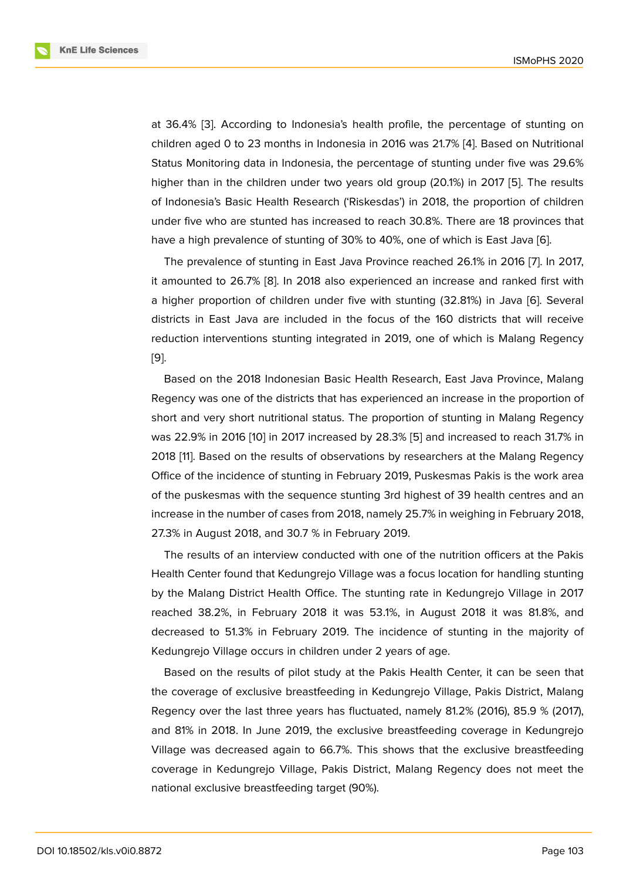at 36.4% [3]. According to Indonesia's health profile, the percentage of stunting on children aged 0 to 23 months in Indonesia in 2016 was 21.7% [4]. Based on Nutritional Status Monitoring data in Indonesia, the percentage of stunting under five was 29.6% higher than in the children under two years old group (20.1%) in 2017 [5]. The results of Indonesia's Basic Health Research ('Riskesdas') in 2018, the proportion of children under five who are stunted has increased to reach 30.8%. There are 18 provinces that have a high prevalence of stunting of 30% to 40%, one of which is East Java [6].

The prevalence of stunting in East Java Province reached 26.1% in 2016 [7]. In 2017, it amounted to 26.7% [8]. In 2018 also experienced an increase and ranked first with a higher proportion of children under five with stunting (32.81%) in Java [6]. Several districts in East Java are included in the focus of the 160 districts that will receive reduction interventions stunting integrated in 2019, one of which is Malang Regency [9].

Based on the 2018 Indonesian Basic Health Research, East Java Province, Malang Regency was one of the districts that has experienced an increase in the proportion of short and very short nutritional status. The proportion of stunting in Malang Regency was 22.9% in 2016 [10] in 2017 increased by 28.3% [5] and increased to reach 31.7% in 2018 [11]. Based on the results of observations by researchers at the Malang Regency Office of the incidence of stunting in February 2019, Puskesmas Pakis is the work area of the puskesmas with the sequence stunting 3rd highest of 39 health centres and an increase in the number of cases from 2018, namely 25.7% in weighing in February 2018, 27.3% in August 2018, and 30.7 % in February 2019.

The results of an interview conducted with one of the nutrition officers at the Pakis Health Center found that Kedungrejo Village was a focus location for handling stunting by the Malang District Health Office. The stunting rate in Kedungrejo Village in 2017 reached 38.2%, in February 2018 it was 53.1%, in August 2018 it was 81.8%, and decreased to 51.3% in February 2019. The incidence of stunting in the majority of Kedungrejo Village occurs in children under 2 years of age.

Based on the results of pilot study at the Pakis Health Center, it can be seen that the coverage of exclusive breastfeeding in Kedungrejo Village, Pakis District, Malang Regency over the last three years has fluctuated, namely 81.2% (2016), 85.9 % (2017), and 81% in 2018. In June 2019, the exclusive breastfeeding coverage in Kedungrejo Village was decreased again to 66.7%. This shows that the exclusive breastfeeding coverage in Kedungrejo Village, Pakis District, Malang Regency does not meet the national exclusive breastfeeding target (90%).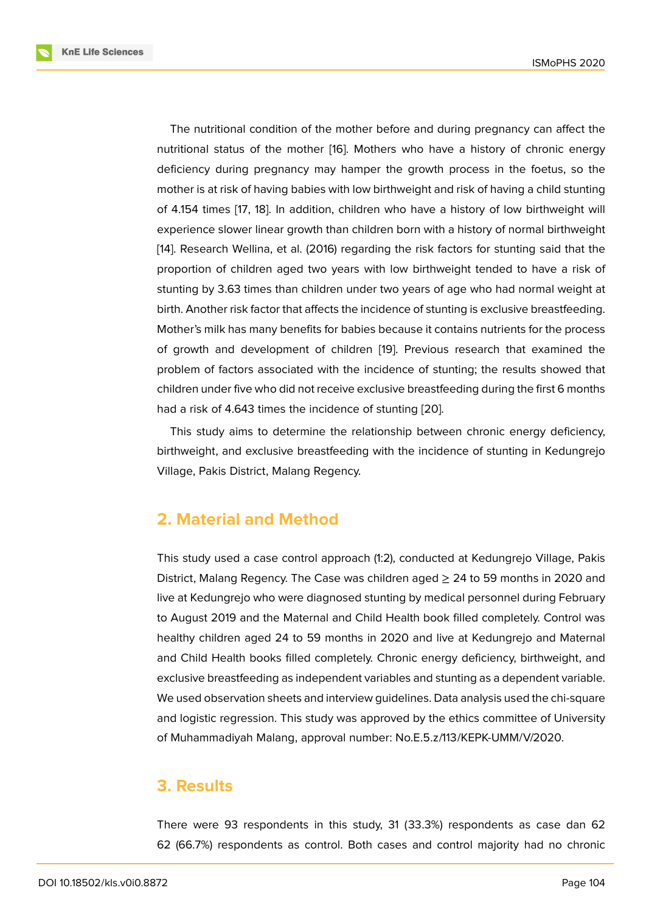The nutritional condition of the mother before and during pregnancy can affect the nutritional status of the mother [16]. Mothers who have a history of chronic energy deficiency during pregnancy may hamper the growth process in the foetus, so the mother is at risk of having babies with low birthweight and risk of having a child stunting of 4.154 times [17, 18]. In addition, children who have a history of low birthweight will experience slower linear growth than children born with a history of normal birthweight [14]. Research Wellina, et al. (2016) regarding the risk factors for stunting said that the proportion of children aged two years with low birthweight tended to have a risk of stunting by 3.63 times than children under two years of age who had normal weight at birth. Another risk factor that affects the incidence of stunting is exclusive breastfeeding. Mother's milk has many benefits for babies because it contains nutrients for the process of growth and development of children [19]. Previous research that examined the problem of factors associated with the incidence of stunting; the results showed that children under five who did not receive exclusive breastfeeding during the first 6 months had a risk of 4.643 times the incidence of stunting [20].

This study aims to determine the relationship between chronic energy deficiency, birthweight, and exclusive breastfeeding with the incidence of stunting in Kedungrejo Village, Pakis District, Malang Regency.

## 2. Material and Method

This study used a case control approach (1:2), conducted at Kedungrejo Village, Pakis District, Malang Regency. The Case was children aged ≥ 24 to 59 months in 2020 and live at Kedungrejo who were diagnosed stunting by medical personnel during February to August 2019 and the Maternal and Child Health book filled completely. Control was healthy children aged 24 to 59 months in 2020 and live at Kedungrejo and Maternal and Child Health books filled completely. Chronic energy deficiency, birthweight, and exclusive breastfeeding as independent variables and stunting as a dependent variable. We used observation sheets and interview guidelines. Data analysis used the chi-square and logistic regression. This study was approved by the ethics committee of University of Muhammadiyah Malang, approval number: No.E.5.z/113/KEPK-UMM/V/2020.

## 3. Results

There were 93 respondents in this study, 31 (33.3%) respondents as case dan 62 62 (66.7%) respondents as control. Both cases and control majority had no chronic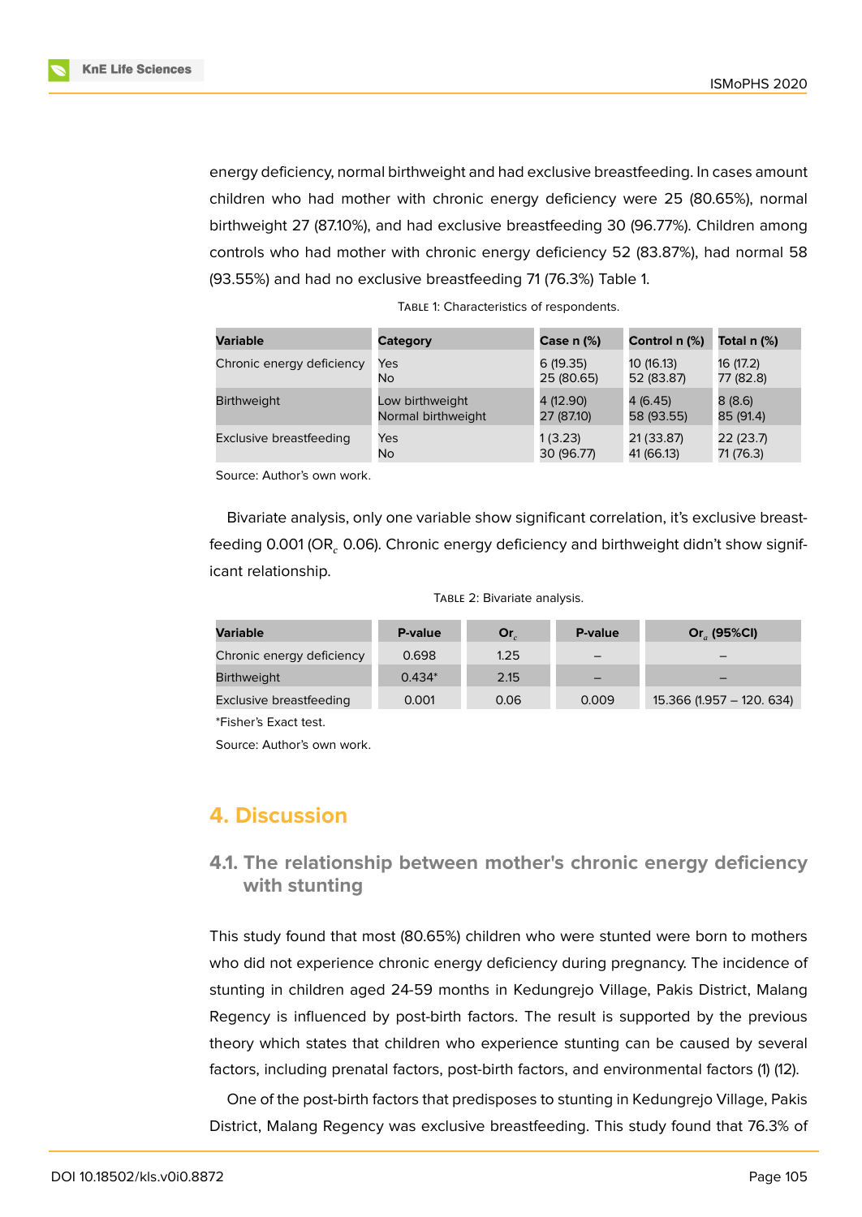energy deficiency, normal birthweight and had exclusive breastfeeding. In cases amount children who had mother with chronic energy deficiency were 25 (80.65%), normal birthweight 27 (87.10%), and had exclusive breastfeeding 30 (96.77%). Children among controls who had mother with chronic energy deficiency 52 (83.87%), had normal 58 (93.55%) and had no exclusive breastfeeding 71 (76.3%) Table 1.

Table 1: Characteristics of respondents.

| Variable | Category | Case n (%) | Control n (%) | Total n (%) |
|---|---|---|---|---|
| Chronic energy deficiency | Yes<br>No | 6 (19.35)<br>25 (80.65) | 10 (16.13)<br>52 (83.87) | 16 (17.2)<br>77 (82.8) |
| Birthweight | Low birthweight<br>Normal birthweight | 4 (12.90)<br>27 (87.10) | 4 (6.45)<br>58 (93.55) | 8 (8.6)<br>85 (91.4) |
| Exclusive breastfeeding | Yes<br>No | 1 (3.23)<br>30 (96.77) | 21 (33.87)<br>41 (66.13) | 22 (23.7)<br>71 (76.3) |

Source: Author's own work.

Bivariate analysis, only one variable show significant correlation, it's exclusive breastfeeding 0.001 ($OR_c$ 0.06). Chronic energy deficiency and birthweight didn't show significant relationship.

Table 2: Bivariate analysis.

| Variable | P-value | $Or_c$ | P-value | $Or_a$ (95%CI) |
|---|---|---|---|---|
| Chronic energy deficiency | 0.698 | 1.25 | – | – |
| Birthweight | 0.434* | 2.15 | – | – |
| Exclusive breastfeeding | 0.001 | 0.06 | 0.009 | 15.366 (1.957 – 120. 634) |

*Fisher's Exact test.

Source: Author's own work.

# 4. Discussion

## 4.1. The relationship between mother's chronic energy deficiency with stunting

This study found that most (80.65%) children who were stunted were born to mothers who did not experience chronic energy deficiency during pregnancy. The incidence of stunting in children aged 24-59 months in Kedungrejo Village, Pakis District, Malang Regency is influenced by post-birth factors. The result is supported by the previous theory which states that children who experience stunting can be caused by several factors, including prenatal factors, post-birth factors, and environmental factors (1) (12).

One of the post-birth factors that predisposes to stunting in Kedungrejo Village, Pakis District, Malang Regency was exclusive breastfeeding. This study found that 76.3% of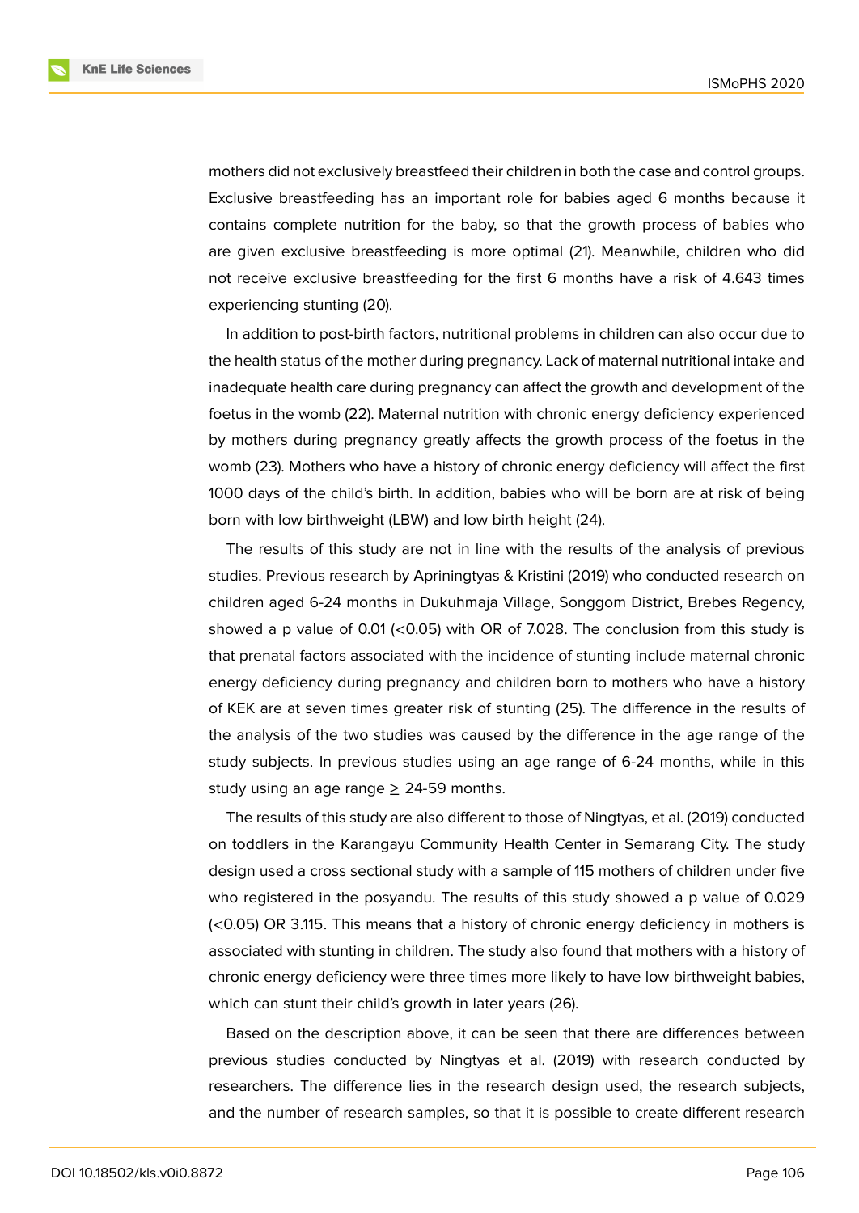mothers did not exclusively breastfeed their children in both the case and control groups. Exclusive breastfeeding has an important role for babies aged 6 months because it contains complete nutrition for the baby, so that the growth process of babies who are given exclusive breastfeeding is more optimal (21). Meanwhile, children who did not receive exclusive breastfeeding for the first 6 months have a risk of 4.643 times experiencing stunting (20).

In addition to post-birth factors, nutritional problems in children can also occur due to the health status of the mother during pregnancy. Lack of maternal nutritional intake and inadequate health care during pregnancy can affect the growth and development of the foetus in the womb (22). Maternal nutrition with chronic energy deficiency experienced by mothers during pregnancy greatly affects the growth process of the foetus in the womb (23). Mothers who have a history of chronic energy deficiency will affect the first 1000 days of the child's birth. In addition, babies who will be born are at risk of being born with low birthweight (LBW) and low birth height (24).

The results of this study are not in line with the results of the analysis of previous studies. Previous research by Apriningtyas & Kristini (2019) who conducted research on children aged 6-24 months in Dukuhmaja Village, Songgom District, Brebes Regency, showed a p value of 0.01 (<0.05) with OR of 7.028. The conclusion from this study is that prenatal factors associated with the incidence of stunting include maternal chronic energy deficiency during pregnancy and children born to mothers who have a history of KEK are at seven times greater risk of stunting (25). The difference in the results of the analysis of the two studies was caused by the difference in the age range of the study subjects. In previous studies using an age range of 6-24 months, while in this study using an age range ≥ 24-59 months.

The results of this study are also different to those of Ningtyas, et al. (2019) conducted on toddlers in the Karangayu Community Health Center in Semarang City. The study design used a cross sectional study with a sample of 115 mothers of children under five who registered in the posyandu. The results of this study showed a p value of 0.029 (<0.05) OR 3.115. This means that a history of chronic energy deficiency in mothers is associated with stunting in children. The study also found that mothers with a history of chronic energy deficiency were three times more likely to have low birthweight babies, which can stunt their child's growth in later years (26).

Based on the description above, it can be seen that there are differences between previous studies conducted by Ningtyas et al. (2019) with research conducted by researchers. The difference lies in the research design used, the research subjects, and the number of research samples, so that it is possible to create different research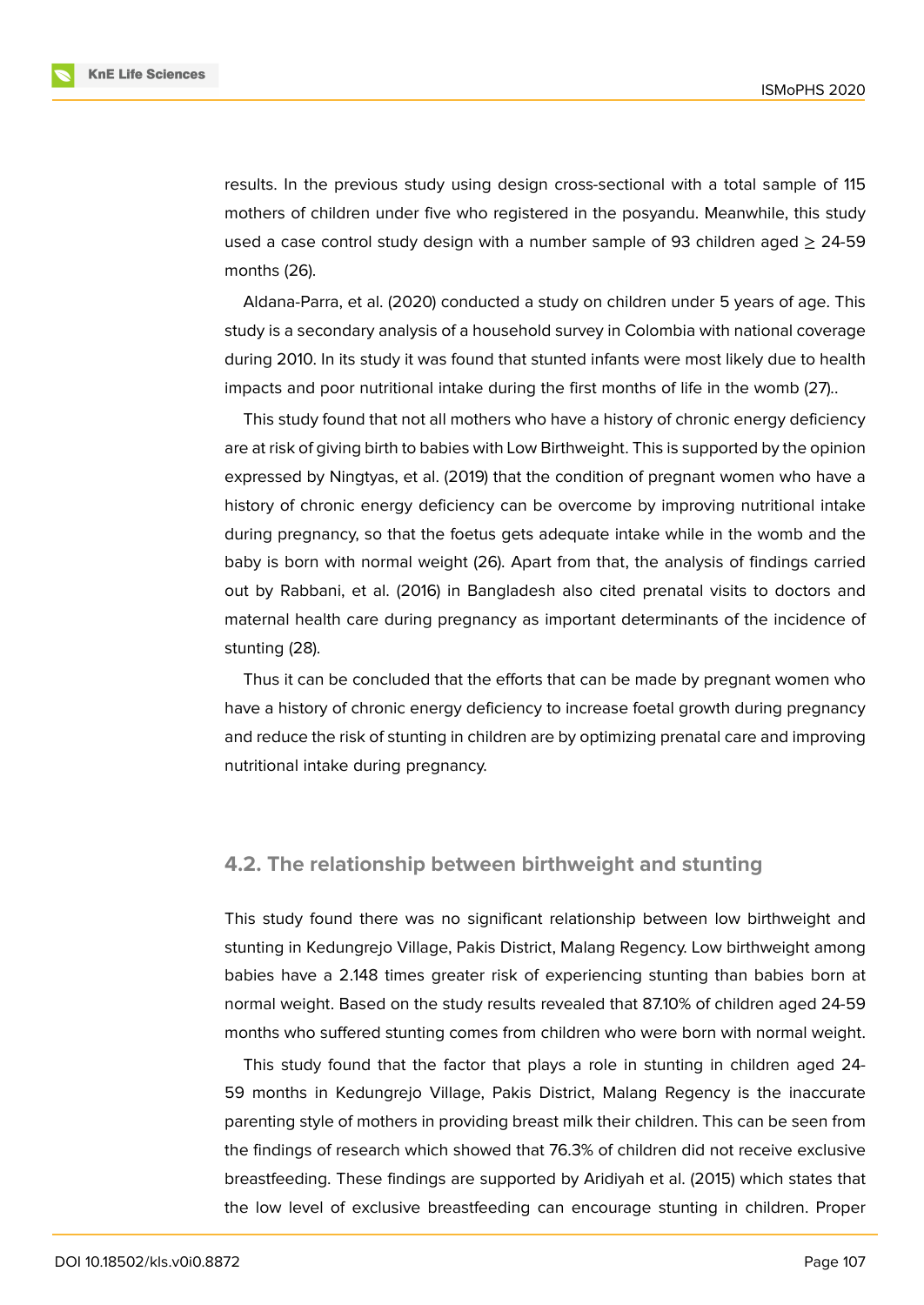results. In the previous study using design cross-sectional with a total sample of 115 mothers of children under five who registered in the posyandu. Meanwhile, this study used a case control study design with a number sample of 93 children aged ≥ 24-59 months (26).

Aldana-Parra, et al. (2020) conducted a study on children under 5 years of age. This study is a secondary analysis of a household survey in Colombia with national coverage during 2010. In its study it was found that stunted infants were most likely due to health impacts and poor nutritional intake during the first months of life in the womb (27)..

This study found that not all mothers who have a history of chronic energy deficiency are at risk of giving birth to babies with Low Birthweight. This is supported by the opinion expressed by Ningtyas, et al. (2019) that the condition of pregnant women who have a history of chronic energy deficiency can be overcome by improving nutritional intake during pregnancy, so that the foetus gets adequate intake while in the womb and the baby is born with normal weight (26). Apart from that, the analysis of findings carried out by Rabbani, et al. (2016) in Bangladesh also cited prenatal visits to doctors and maternal health care during pregnancy as important determinants of the incidence of stunting (28).

Thus it can be concluded that the efforts that can be made by pregnant women who have a history of chronic energy deficiency to increase foetal growth during pregnancy and reduce the risk of stunting in children are by optimizing prenatal care and improving nutritional intake during pregnancy.

## 4.2. The relationship between birthweight and stunting

This study found there was no significant relationship between low birthweight and stunting in Kedungrejo Village, Pakis District, Malang Regency. Low birthweight among babies have a 2.148 times greater risk of experiencing stunting than babies born at normal weight. Based on the study results revealed that 87.10% of children aged 24-59 months who suffered stunting comes from children who were born with normal weight.

This study found that the factor that plays a role in stunting in children aged 24-59 months in Kedungrejo Village, Pakis District, Malang Regency is the inaccurate parenting style of mothers in providing breast milk their children. This can be seen from the findings of research which showed that 76.3% of children did not receive exclusive breastfeeding. These findings are supported by Aridiyah et al. (2015) which states that the low level of exclusive breastfeeding can encourage stunting in children. Proper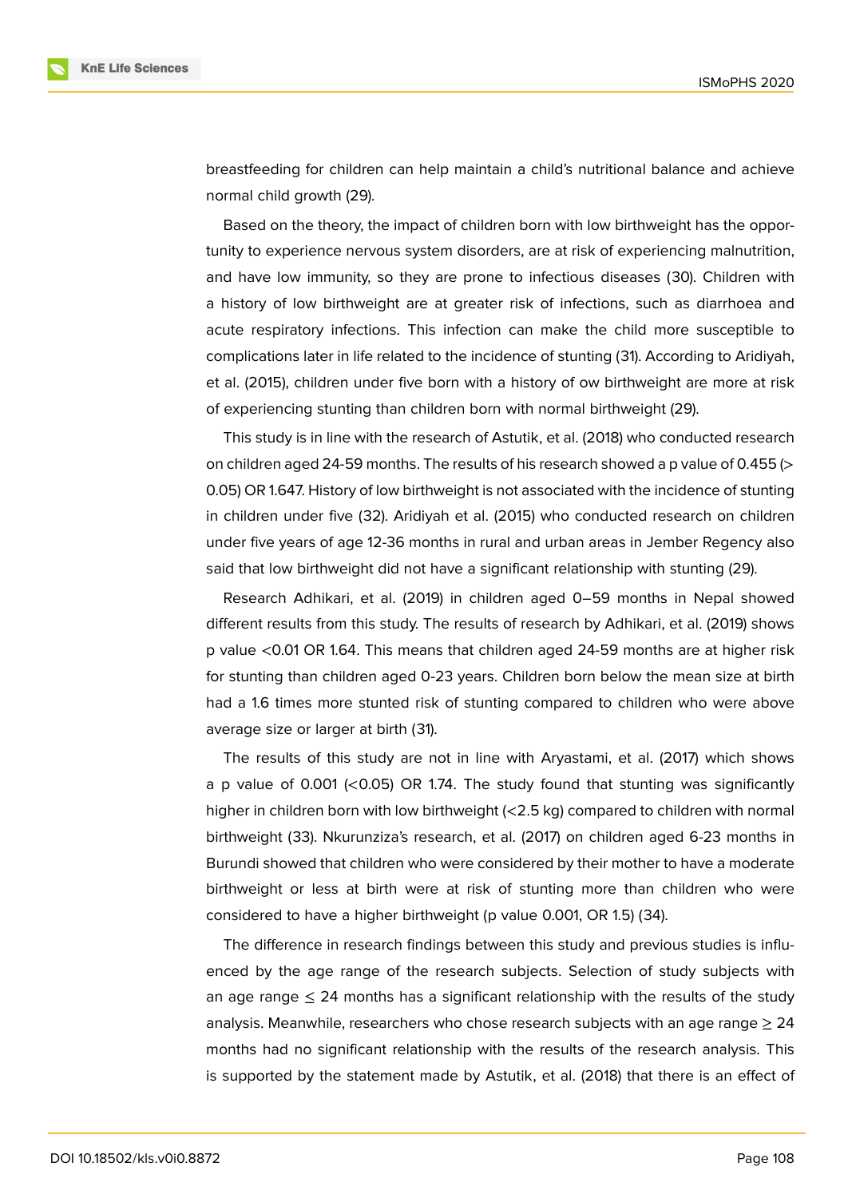breastfeeding for children can help maintain a child's nutritional balance and achieve normal child growth (29).

Based on the theory, the impact of children born with low birthweight has the opportunity to experience nervous system disorders, are at risk of experiencing malnutrition, and have low immunity, so they are prone to infectious diseases (30). Children with a history of low birthweight are at greater risk of infections, such as diarrhoea and acute respiratory infections. This infection can make the child more susceptible to complications later in life related to the incidence of stunting (31). According to Aridiyah, et al. (2015), children under five born with a history of ow birthweight are more at risk of experiencing stunting than children born with normal birthweight (29).

This study is in line with the research of Astutik, et al. (2018) who conducted research on children aged 24-59 months. The results of his research showed a p value of 0.455 (> 0.05) OR 1.647. History of low birthweight is not associated with the incidence of stunting in children under five (32). Aridiyah et al. (2015) who conducted research on children under five years of age 12-36 months in rural and urban areas in Jember Regency also said that low birthweight did not have a significant relationship with stunting (29).

Research Adhikari, et al. (2019) in children aged 0–59 months in Nepal showed different results from this study. The results of research by Adhikari, et al. (2019) shows p value <0.01 OR 1.64. This means that children aged 24-59 months are at higher risk for stunting than children aged 0-23 years. Children born below the mean size at birth had a 1.6 times more stunted risk of stunting compared to children who were above average size or larger at birth (31).

The results of this study are not in line with Aryastami, et al. (2017) which shows a p value of 0.001 (<0.05) OR 1.74. The study found that stunting was significantly higher in children born with low birthweight (<2.5 kg) compared to children with normal birthweight (33). Nkurunziza's research, et al. (2017) on children aged 6-23 months in Burundi showed that children who were considered by their mother to have a moderate birthweight or less at birth were at risk of stunting more than children who were considered to have a higher birthweight (p value 0.001, OR 1.5) (34).

The difference in research findings between this study and previous studies is influenced by the age range of the research subjects. Selection of study subjects with an age range ≤ 24 months has a significant relationship with the results of the study analysis. Meanwhile, researchers who chose research subjects with an age range ≥ 24 months had no significant relationship with the results of the research analysis. This is supported by the statement made by Astutik, et al. (2018) that there is an effect of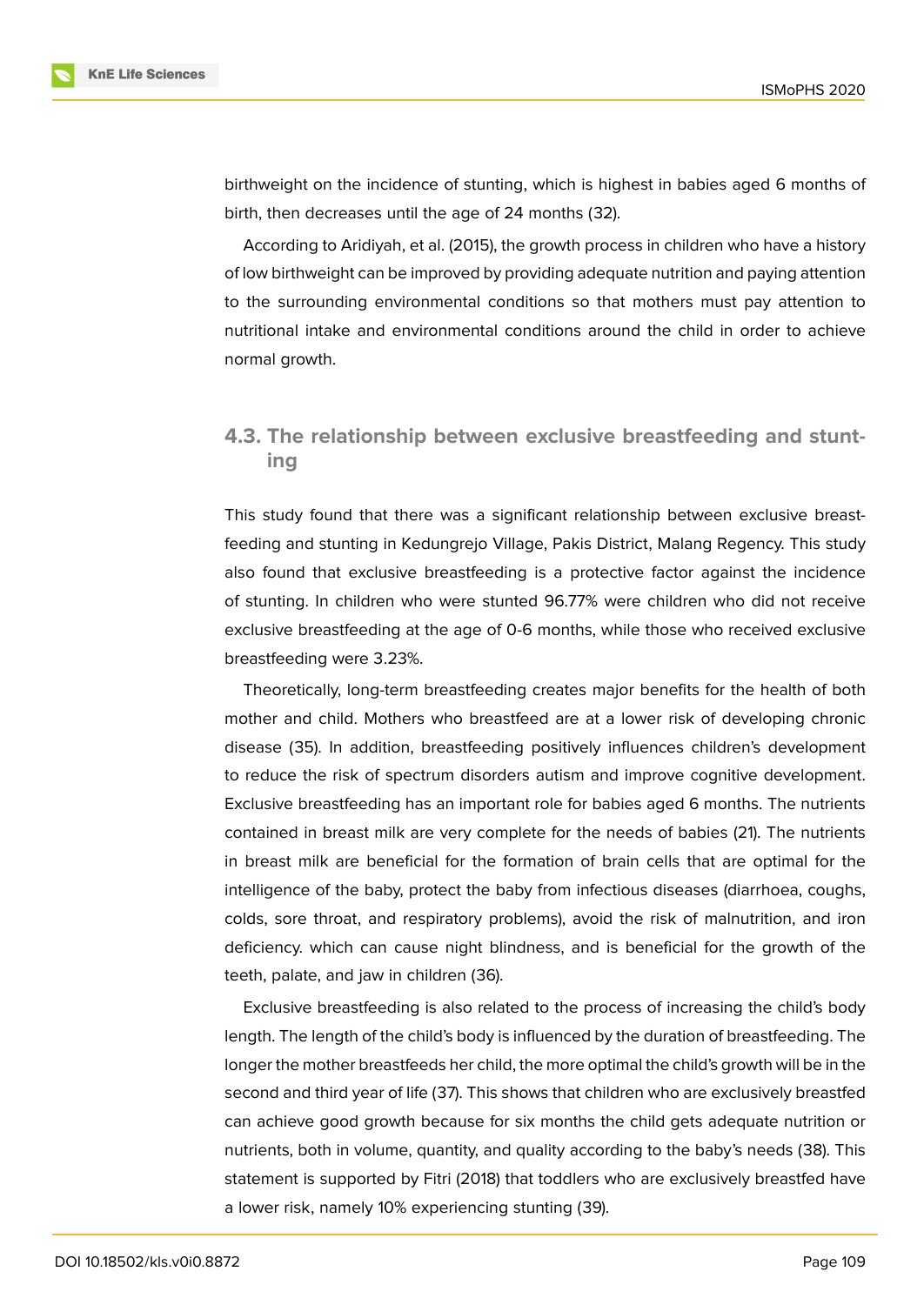birthweight on the incidence of stunting, which is highest in babies aged 6 months of birth, then decreases until the age of 24 months (32).

According to Aridiyah, et al. (2015), the growth process in children who have a history of low birthweight can be improved by providing adequate nutrition and paying attention to the surrounding environmental conditions so that mothers must pay attention to nutritional intake and environmental conditions around the child in order to achieve normal growth.

### 4.3. The relationship between exclusive breastfeeding and stunting

This study found that there was a significant relationship between exclusive breastfeeding and stunting in Kedungrejo Village, Pakis District, Malang Regency. This study also found that exclusive breastfeeding is a protective factor against the incidence of stunting. In children who were stunted 96.77% were children who did not receive exclusive breastfeeding at the age of 0-6 months, while those who received exclusive breastfeeding were 3.23%.

Theoretically, long-term breastfeeding creates major benefits for the health of both mother and child. Mothers who breastfeed are at a lower risk of developing chronic disease (35). In addition, breastfeeding positively influences children's development to reduce the risk of spectrum disorders autism and improve cognitive development. Exclusive breastfeeding has an important role for babies aged 6 months. The nutrients contained in breast milk are very complete for the needs of babies (21). The nutrients in breast milk are beneficial for the formation of brain cells that are optimal for the intelligence of the baby, protect the baby from infectious diseases (diarrhoea, coughs, colds, sore throat, and respiratory problems), avoid the risk of malnutrition, and iron deficiency. which can cause night blindness, and is beneficial for the growth of the teeth, palate, and jaw in children (36).

Exclusive breastfeeding is also related to the process of increasing the child's body length. The length of the child's body is influenced by the duration of breastfeeding. The longer the mother breastfeeds her child, the more optimal the child's growth will be in the second and third year of life (37). This shows that children who are exclusively breastfed can achieve good growth because for six months the child gets adequate nutrition or nutrients, both in volume, quantity, and quality according to the baby's needs (38). This statement is supported by Fitri (2018) that toddlers who are exclusively breastfed have a lower risk, namely 10% experiencing stunting (39).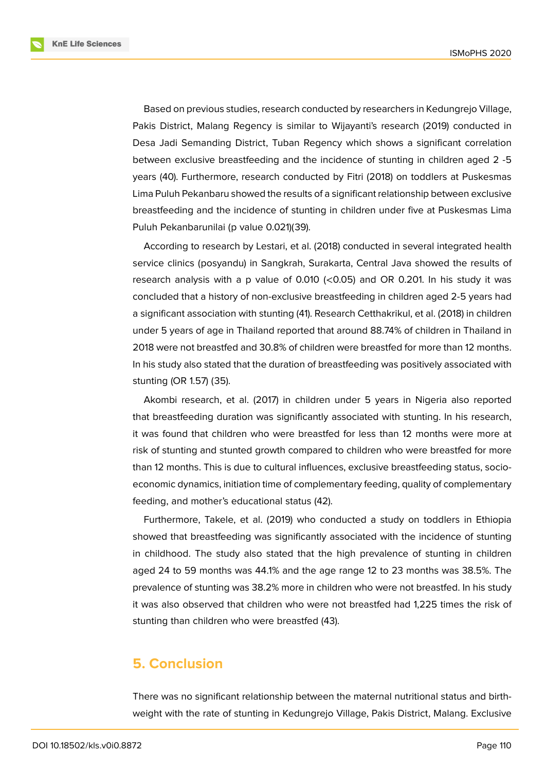Based on previous studies, research conducted by researchers in Kedungrejo Village, Pakis District, Malang Regency is similar to Wijayanti's research (2019) conducted in Desa Jadi Semanding District, Tuban Regency which shows a significant correlation between exclusive breastfeeding and the incidence of stunting in children aged 2 -5 years (40). Furthermore, research conducted by Fitri (2018) on toddlers at Puskesmas Lima Puluh Pekanbaru showed the results of a significant relationship between exclusive breastfeeding and the incidence of stunting in children under five at Puskesmas Lima Puluh Pekanbarunilai (p value 0.021)(39).

According to research by Lestari, et al. (2018) conducted in several integrated health service clinics (posyandu) in Sangkrah, Surakarta, Central Java showed the results of research analysis with a p value of 0.010 (<0.05) and OR 0.201. In his study it was concluded that a history of non-exclusive breastfeeding in children aged 2-5 years had a significant association with stunting (41). Research Cetthakrikul, et al. (2018) in children under 5 years of age in Thailand reported that around 88.74% of children in Thailand in 2018 were not breastfed and 30.8% of children were breastfed for more than 12 months. In his study also stated that the duration of breastfeeding was positively associated with stunting (OR 1.57) (35).

Akombi research, et al. (2017) in children under 5 years in Nigeria also reported that breastfeeding duration was significantly associated with stunting. In his research, it was found that children who were breastfed for less than 12 months were more at risk of stunting and stunted growth compared to children who were breastfed for more than 12 months. This is due to cultural influences, exclusive breastfeeding status, socio-economic dynamics, initiation time of complementary feeding, quality of complementary feeding, and mother's educational status (42).

Furthermore, Takele, et al. (2019) who conducted a study on toddlers in Ethiopia showed that breastfeeding was significantly associated with the incidence of stunting in childhood. The study also stated that the high prevalence of stunting in children aged 24 to 59 months was 44.1% and the age range 12 to 23 months was 38.5%. The prevalence of stunting was 38.2% more in children who were not breastfed. In his study it was also observed that children who were not breastfed had 1,225 times the risk of stunting than children who were breastfed (43).

## 5. Conclusion

There was no significant relationship between the maternal nutritional status and birth-weight with the rate of stunting in Kedungrejo Village, Pakis District, Malang. Exclusive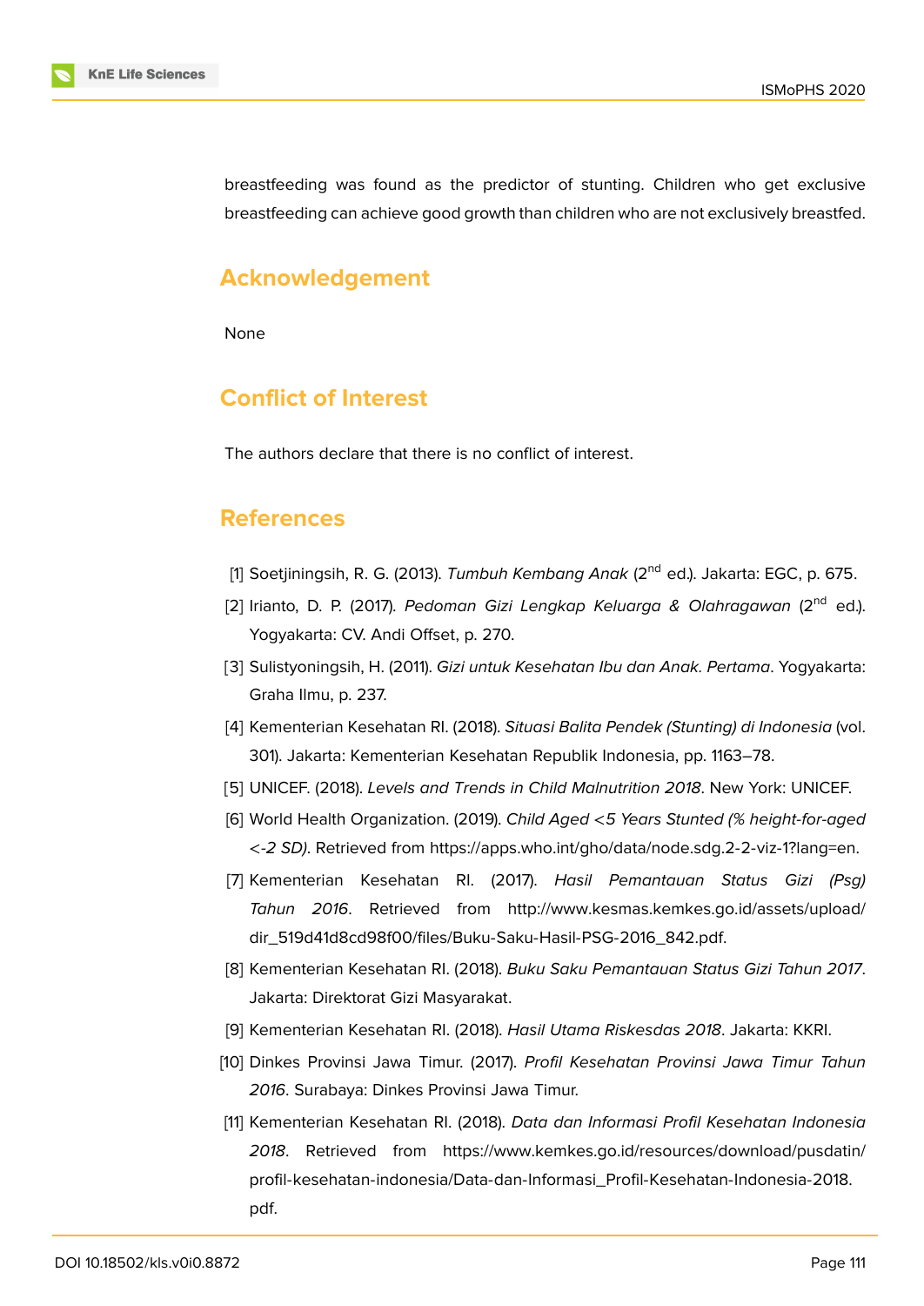breastfeeding was found as the predictor of stunting. Children who get exclusive breastfeeding can achieve good growth than children who are not exclusively breastfed.

## Acknowledgement

None

## Conflict of Interest

The authors declare that there is no conflict of interest.

## References

[1] Soetjiningsih, R. G. (2013). *Tumbuh Kembang Anak* (2nd ed.). Jakarta: EGC, p. 675.

[2] Irianto, D. P. (2017). *Pedoman Gizi Lengkap Keluarga & Olahragawan* (2nd ed.). Yogyakarta: CV. Andi Offset, p. 270.

[3] Sulistyoningsih, H. (2011). *Gizi untuk Kesehatan Ibu dan Anak. Pertama*. Yogyakarta: Graha Ilmu, p. 237.

[4] Kementerian Kesehatan RI. (2018). *Situasi Balita Pendek (Stunting) di Indonesia* (vol. 301). Jakarta: Kementerian Kesehatan Republik Indonesia, pp. 1163–78.

[5] UNICEF. (2018). *Levels and Trends in Child Malnutrition 2018*. New York: UNICEF.

[6] World Health Organization. (2019). *Child Aged <5 Years Stunted (% height-for-aged <-2 SD)*. Retrieved from https://apps.who.int/gho/data/node.sdg.2-2-viz-1?lang=en.

[7] Kementerian Kesehatan RI. (2017). *Hasil Pemantauan Status Gizi (Psg) Tahun 2016*. Retrieved from http://www.kesmas.kemkes.go.id/assets/upload/dir_519d41d8cd98f00/files/Buku-Saku-Hasil-PSG-2016_842.pdf.

[8] Kementerian Kesehatan RI. (2018). *Buku Saku Pemantauan Status Gizi Tahun 2017*. Jakarta: Direktorat Gizi Masyarakat.

[9] Kementerian Kesehatan RI. (2018). *Hasil Utama Riskesdas 2018*. Jakarta: KKRI.

[10] Dinkes Provinsi Jawa Timur. (2017). *Profil Kesehatan Provinsi Jawa Timur Tahun 2016*. Surabaya: Dinkes Provinsi Jawa Timur.

[11] Kementerian Kesehatan RI. (2018). *Data dan Informasi Profil Kesehatan Indonesia 2018*. Retrieved from https://www.kemkes.go.id/resources/download/pusdatin/profil-kesehatan-indonesia/Data-dan-Informasi_Profil-Kesehatan-Indonesia-2018.pdf.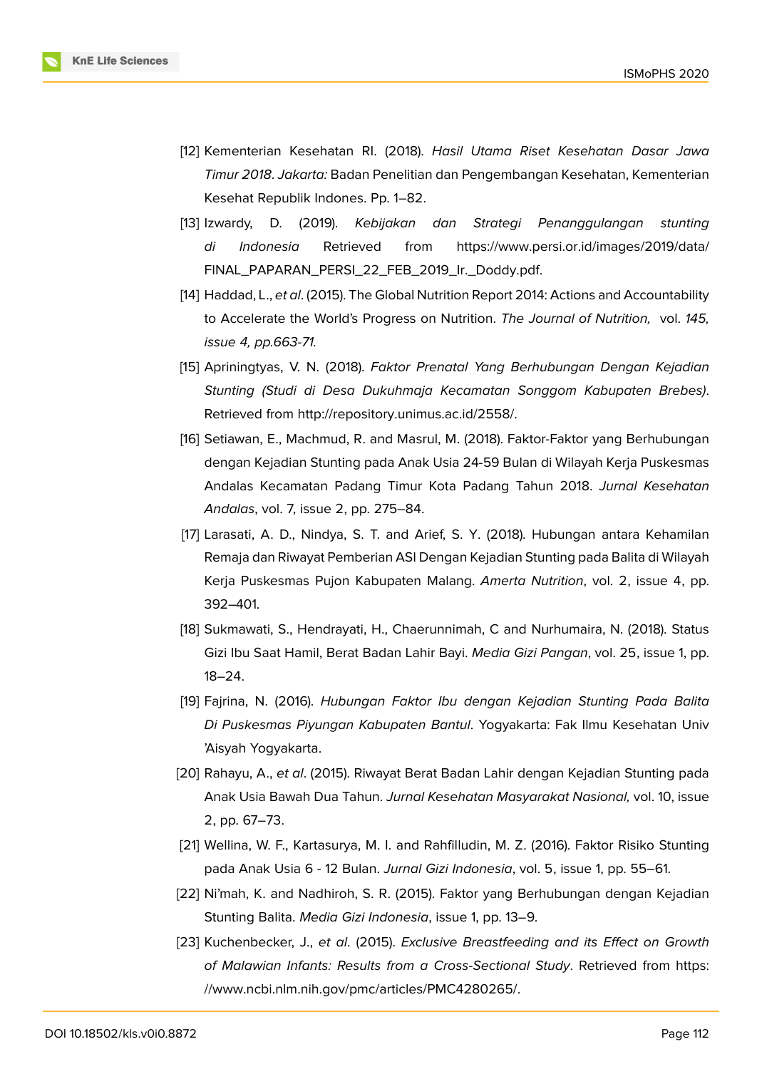[12] Kementerian Kesehatan RI. (2018). *Hasil Utama Riset Kesehatan Dasar Jawa Timur 2018*. *Jakarta:* Badan Penelitian dan Pengembangan Kesehatan, Kementerian Kesehat Republik Indones. Pp. 1–82.

[13] Izwardy, D. (2019). *Kebijakan dan Strategi Penanggulangan stunting di Indonesia* Retrieved from https://www.persi.or.id/images/2019/data/FINAL_PAPARAN_PERSI_22_FEB_2019_Ir._Doddy.pdf.

[14] Haddad, L., *et al*. (2015). The Global Nutrition Report 2014: Actions and Accountability to Accelerate the World's Progress on Nutrition. *The Journal of Nutrition,* vol. *145, issue 4, pp.663-71.*

[15] Apriningtyas, V. N. (2018). *Faktor Prenatal Yang Berhubungan Dengan Kejadian Stunting (Studi di Desa Dukuhmaja Kecamatan Songgom Kabupaten Brebes)*. Retrieved from http://repository.unimus.ac.id/2558/.

[16] Setiawan, E., Machmud, R. and Masrul, M. (2018). Faktor-Faktor yang Berhubungan dengan Kejadian Stunting pada Anak Usia 24-59 Bulan di Wilayah Kerja Puskesmas Andalas Kecamatan Padang Timur Kota Padang Tahun 2018. *Jurnal Kesehatan Andalas*, vol. 7, issue 2, pp. 275–84.

[17] Larasati, A. D., Nindya, S. T. and Arief, S. Y. (2018). Hubungan antara Kehamilan Remaja dan Riwayat Pemberian ASI Dengan Kejadian Stunting pada Balita di Wilayah Kerja Puskesmas Pujon Kabupaten Malang. *Amerta Nutrition*, vol. 2, issue 4, pp. 392–401.

[18] Sukmawati, S., Hendrayati, H., Chaerunnimah, C and Nurhumaira, N. (2018). Status Gizi Ibu Saat Hamil, Berat Badan Lahir Bayi. *Media Gizi Pangan*, vol. 25, issue 1, pp. 18–24.

[19] Fajrina, N. (2016). *Hubungan Faktor Ibu dengan Kejadian Stunting Pada Balita Di Puskesmas Piyungan Kabupaten Bantul*. Yogyakarta: Fak Ilmu Kesehatan Univ 'Aisyah Yogyakarta.

[20] Rahayu, A., *et al*. (2015). Riwayat Berat Badan Lahir dengan Kejadian Stunting pada Anak Usia Bawah Dua Tahun. *Jurnal Kesehatan Masyarakat Nasional,* vol. 10, issue 2, pp. 67–73.

[21] Wellina, W. F., Kartasurya, M. I. and Rahfilludin, M. Z. (2016). Faktor Risiko Stunting pada Anak Usia 6 - 12 Bulan. *Jurnal Gizi Indonesia*, vol. 5, issue 1, pp. 55–61.

[22] Ni'mah, K. and Nadhiroh, S. R. (2015). Faktor yang Berhubungan dengan Kejadian Stunting Balita. *Media Gizi Indonesia*, issue 1, pp. 13–9.

[23] Kuchenbecker, J., *et al*. (2015). *Exclusive Breastfeeding and its Effect on Growth of Malawian Infants: Results from a Cross-Sectional Study*. Retrieved from https://www.ncbi.nlm.nih.gov/pmc/articles/PMC4280265/.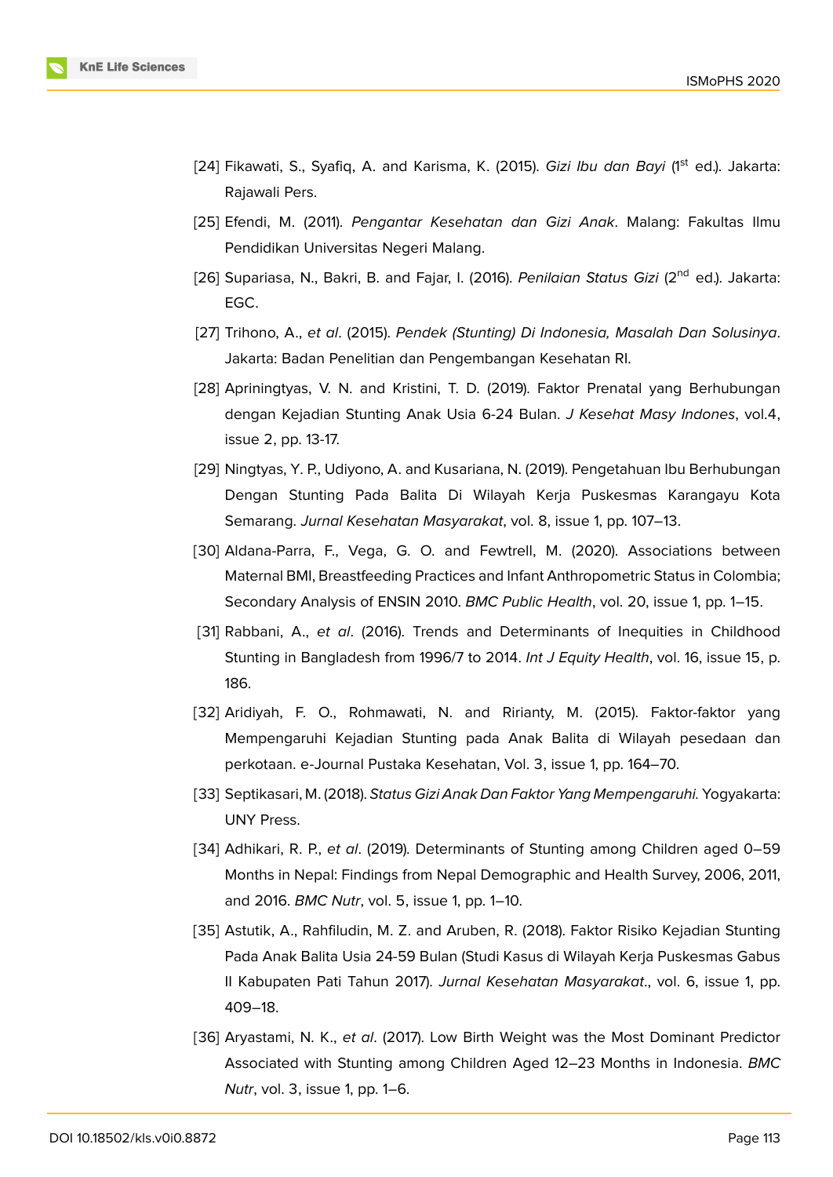[24] Fikawati, S., Syafiq, A. and Karisma, K. (2015). *Gizi Ibu dan Bayi* (1st ed.). Jakarta: Rajawali Pers.

[25] Efendi, M. (2011). *Pengantar Kesehatan dan Gizi Anak*. Malang: Fakultas Ilmu Pendidikan Universitas Negeri Malang.

[26] Supariasa, N., Bakri, B. and Fajar, I. (2016). *Penilaian Status Gizi* (2nd ed.). Jakarta: EGC.

[27] Trihono, A., *et al*. (2015). *Pendek (Stunting) Di Indonesia, Masalah Dan Solusinya*. Jakarta: Badan Penelitian dan Pengembangan Kesehatan RI.

[28] Apriningtyas, V. N. and Kristini, T. D. (2019). Faktor Prenatal yang Berhubungan dengan Kejadian Stunting Anak Usia 6-24 Bulan. *J Kesehat Masy Indones*, vol.4, issue 2, pp. 13-17.

[29] Ningtyas, Y. P., Udiyono, A. and Kusariana, N. (2019). Pengetahuan Ibu Berhubungan Dengan Stunting Pada Balita Di Wilayah Kerja Puskesmas Karangayu Kota Semarang. *Jurnal Kesehatan Masyarakat*, vol. 8, issue 1, pp. 107–13.

[30] Aldana-Parra, F., Vega, G. O. and Fewtrell, M. (2020). Associations between Maternal BMI, Breastfeeding Practices and Infant Anthropometric Status in Colombia; Secondary Analysis of ENSIN 2010. *BMC Public Health*, vol. 20, issue 1, pp. 1–15.

[31] Rabbani, A., *et al*. (2016). Trends and Determinants of Inequities in Childhood Stunting in Bangladesh from 1996/7 to 2014. *Int J Equity Health*, vol. 16, issue 15, p. 186.

[32] Aridiyah, F. O., Rohmawati, N. and Ririanty, M. (2015). Faktor-faktor yang Mempengaruhi Kejadian Stunting pada Anak Balita di Wilayah pesedaan dan perkotaan. e-Journal Pustaka Kesehatan, Vol. 3, issue 1, pp. 164–70.

[33] Septikasari, M. (2018). *Status Gizi Anak Dan Faktor Yang Mempengaruhi.* Yogyakarta: UNY Press.

[34] Adhikari, R. P., *et al*. (2019). Determinants of Stunting among Children aged 0–59 Months in Nepal: Findings from Nepal Demographic and Health Survey, 2006, 2011, and 2016. *BMC Nutr*, vol. 5, issue 1, pp. 1–10.

[35] Astutik, A., Rahfiludin, M. Z. and Aruben, R. (2018). Faktor Risiko Kejadian Stunting Pada Anak Balita Usia 24-59 Bulan (Studi Kasus di Wilayah Kerja Puskesmas Gabus II Kabupaten Pati Tahun 2017). *Jurnal Kesehatan Masyarakat.*, vol. 6, issue 1, pp. 409–18.

[36] Aryastami, N. K., *et al*. (2017). Low Birth Weight was the Most Dominant Predictor Associated with Stunting among Children Aged 12–23 Months in Indonesia. *BMC Nutr*, vol. 3, issue 1, pp. 1–6.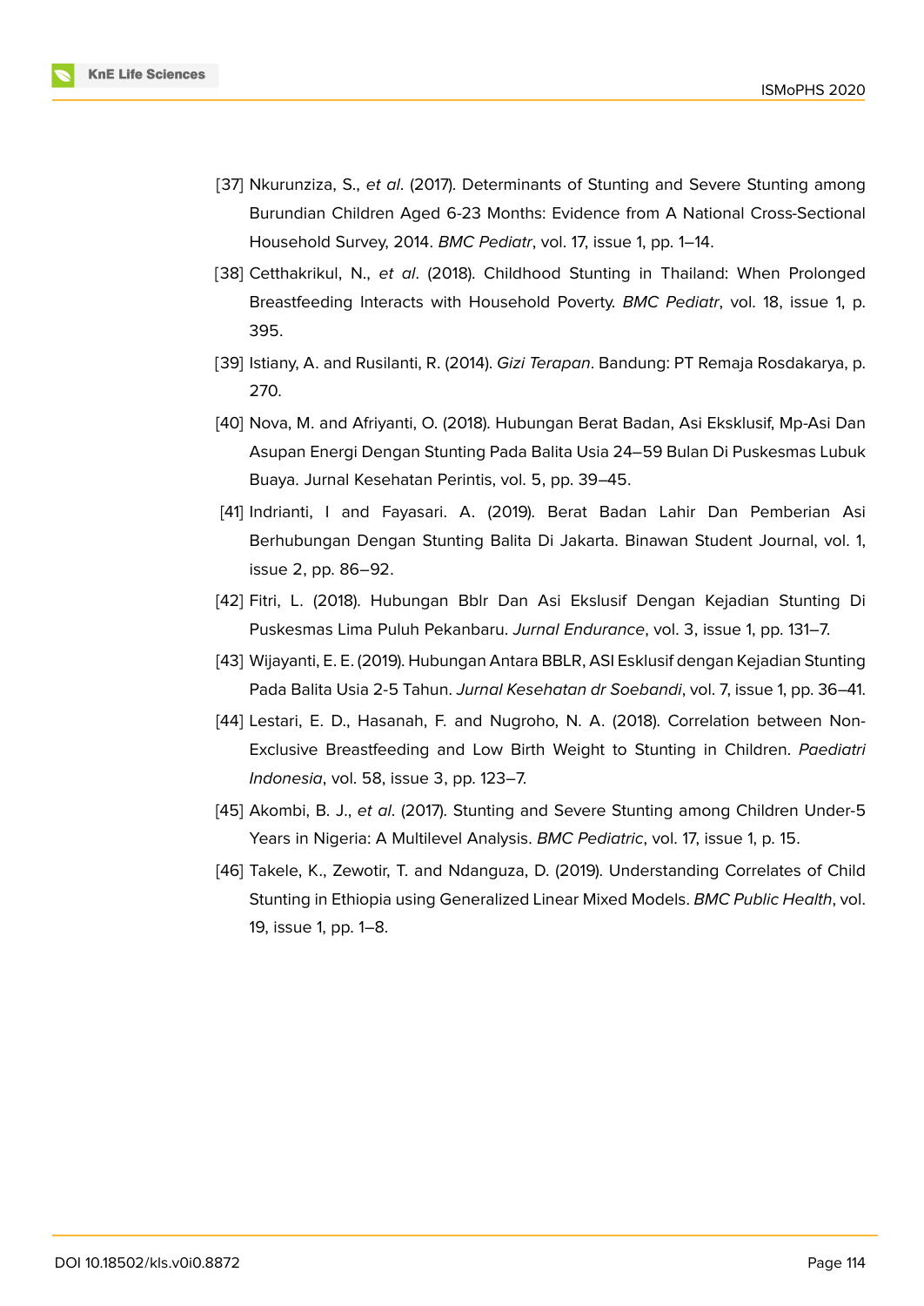[37] Nkurunziza, S., *et al*. (2017). Determinants of Stunting and Severe Stunting among Burundian Children Aged 6-23 Months: Evidence from A National Cross-Sectional Household Survey, 2014. *BMC Pediatr*, vol. 17, issue 1, pp. 1–14.

[38] Cetthakrikul, N., *et al*. (2018). Childhood Stunting in Thailand: When Prolonged Breastfeeding Interacts with Household Poverty. *BMC Pediatr*, vol. 18, issue 1, p. 395.

[39] Istiany, A. and Rusilanti, R. (2014). *Gizi Terapan*. Bandung: PT Remaja Rosdakarya, p. 270.

[40] Nova, M. and Afriyanti, O. (2018). Hubungan Berat Badan, Asi Eksklusif, Mp-Asi Dan Asupan Energi Dengan Stunting Pada Balita Usia 24–59 Bulan Di Puskesmas Lubuk Buaya. Jurnal Kesehatan Perintis, vol. 5, pp. 39–45.

[41] Indrianti, I and Fayasari. A. (2019). Berat Badan Lahir Dan Pemberian Asi Berhubungan Dengan Stunting Balita Di Jakarta. Binawan Student Journal, vol. 1, issue 2, pp. 86–92.

[42] Fitri, L. (2018). Hubungan Bblr Dan Asi Ekslusif Dengan Kejadian Stunting Di Puskesmas Lima Puluh Pekanbaru. *Jurnal Endurance*, vol. 3, issue 1, pp. 131–7.

[43] Wijayanti, E. E. (2019). Hubungan Antara BBLR, ASI Esklusif dengan Kejadian Stunting Pada Balita Usia 2-5 Tahun. *Jurnal Kesehatan dr Soebandi*, vol. 7, issue 1, pp. 36–41.

[44] Lestari, E. D., Hasanah, F. and Nugroho, N. A. (2018). Correlation between Non-Exclusive Breastfeeding and Low Birth Weight to Stunting in Children. *Paediatri Indonesia*, vol. 58, issue 3, pp. 123–7.

[45] Akombi, B. J., *et al*. (2017). Stunting and Severe Stunting among Children Under-5 Years in Nigeria: A Multilevel Analysis. *BMC Pediatric*, vol. 17, issue 1, p. 15.

[46] Takele, K., Zewotir, T. and Ndanguza, D. (2019). Understanding Correlates of Child Stunting in Ethiopia using Generalized Linear Mixed Models. *BMC Public Health*, vol. 19, issue 1, pp. 1–8.